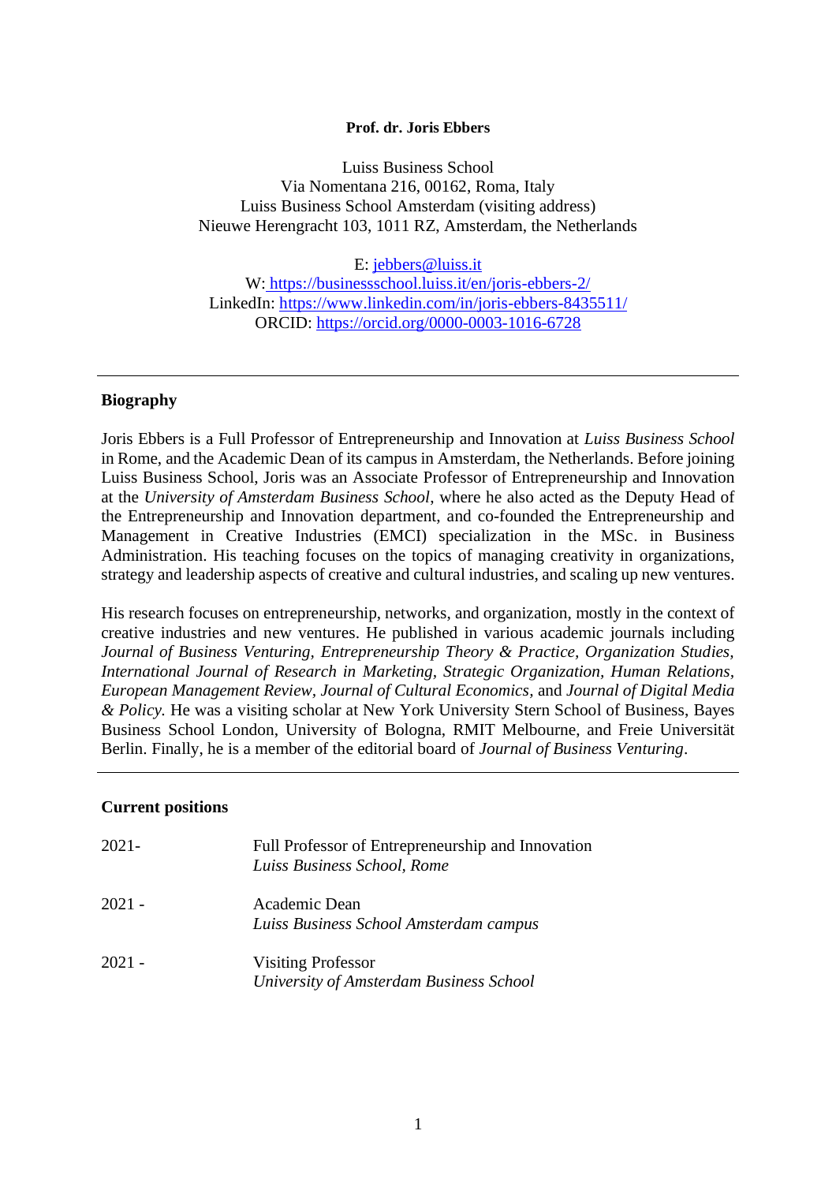**Prof. dr. Joris Ebbers**

Luiss Business School
Via Nomentana 216, 00162, Roma, Italy
Luiss Business School Amsterdam (visiting address)
Nieuwe Herengracht 103, 1011 RZ, Amsterdam, the Netherlands

E: jebbers@luiss.it
W: https://businessschool.luiss.it/en/joris-ebbers-2/
LinkedIn: https://www.linkedin.com/in/joris-ebbers-8435511/
ORCID: https://orcid.org/0000-0003-1016-6728

---

## Biography

Joris Ebbers is a Full Professor of Entrepreneurship and Innovation at *Luiss Business School* in Rome, and the Academic Dean of its campus in Amsterdam, the Netherlands. Before joining Luiss Business School, Joris was an Associate Professor of Entrepreneurship and Innovation at the *University of Amsterdam Business School*, where he also acted as the Deputy Head of the Entrepreneurship and Innovation department, and co-founded the Entrepreneurship and Management in Creative Industries (EMCI) specialization in the MSc. in Business Administration. His teaching focuses on the topics of managing creativity in organizations, strategy and leadership aspects of creative and cultural industries, and scaling up new ventures.

His research focuses on entrepreneurship, networks, and organization, mostly in the context of creative industries and new ventures. He published in various academic journals including *Journal of Business Venturing, Entrepreneurship Theory & Practice, Organization Studies, International Journal of Research in Marketing, Strategic Organization, Human Relations, European Management Review, Journal of Cultural Economics,* and *Journal of Digital Media & Policy.* He was a visiting scholar at New York University Stern School of Business, Bayes Business School London, University of Bologna, RMIT Melbourne, and Freie Universität Berlin. Finally, he is a member of the editorial board of *Journal of Business Venturing*.

---

## Current positions

| | |
|---|---|
| 2021- | Full Professor of Entrepreneurship and Innovation<br>*Luiss Business School, Rome* |
| 2021 - | Academic Dean<br>*Luiss Business School Amsterdam campus* |
| 2021 - | Visiting Professor<br>*University of Amsterdam Business School* |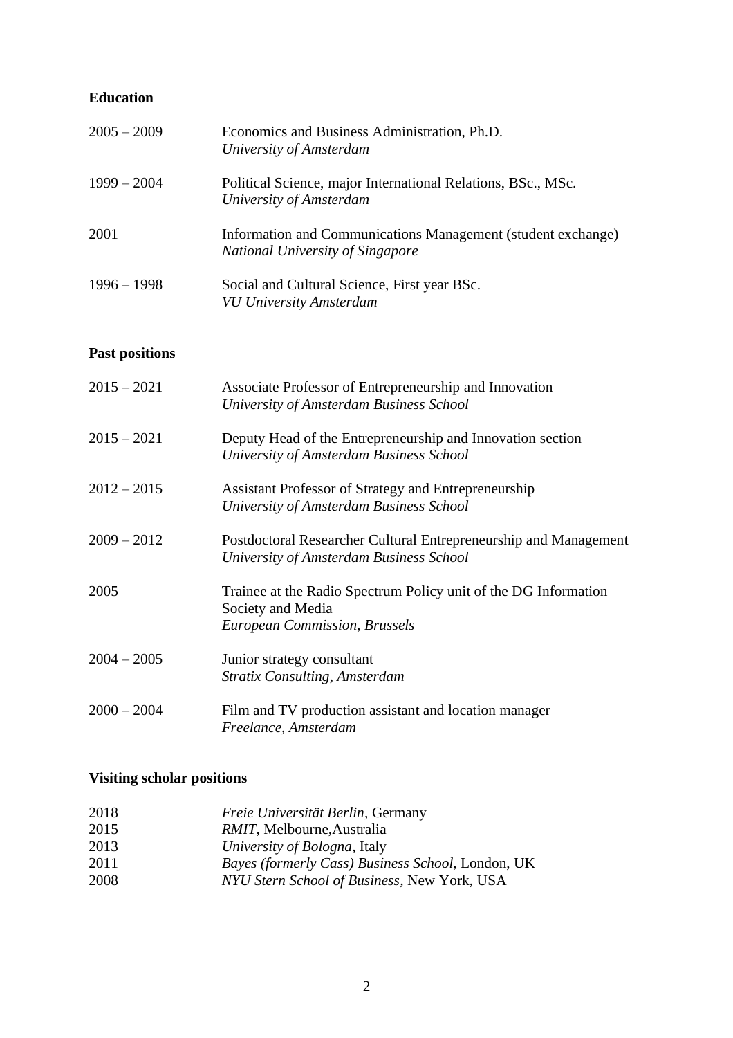## Education

2005 – 2009 Economics and Business Administration, Ph.D.
*University of Amsterdam*

1999 – 2004 Political Science, major International Relations, BSc., MSc.
*University of Amsterdam*

2001 Information and Communications Management (student exchange)
*National University of Singapore*

1996 – 1998 Social and Cultural Science, First year BSc.
*VU University Amsterdam*

## Past positions

2015 – 2021 Associate Professor of Entrepreneurship and Innovation
*University of Amsterdam Business School*

2015 – 2021 Deputy Head of the Entrepreneurship and Innovation section
*University of Amsterdam Business School*

2012 – 2015 Assistant Professor of Strategy and Entrepreneurship
*University of Amsterdam Business School*

2009 – 2012 Postdoctoral Researcher Cultural Entrepreneurship and Management
*University of Amsterdam Business School*

2005 Trainee at the Radio Spectrum Policy unit of the DG Information Society and Media
*European Commission, Brussels*

2004 – 2005 Junior strategy consultant
*Stratix Consulting, Amsterdam*

2000 – 2004 Film and TV production assistant and location manager
*Freelance, Amsterdam*

## Visiting scholar positions

2018 *Freie Universität Berlin,* Germany
2015 *RMIT,* Melbourne,Australia
2013 *University of Bologna,* Italy
2011 *Bayes (formerly Cass) Business School,* London, UK
2008 *NYU Stern School of Business,* New York, USA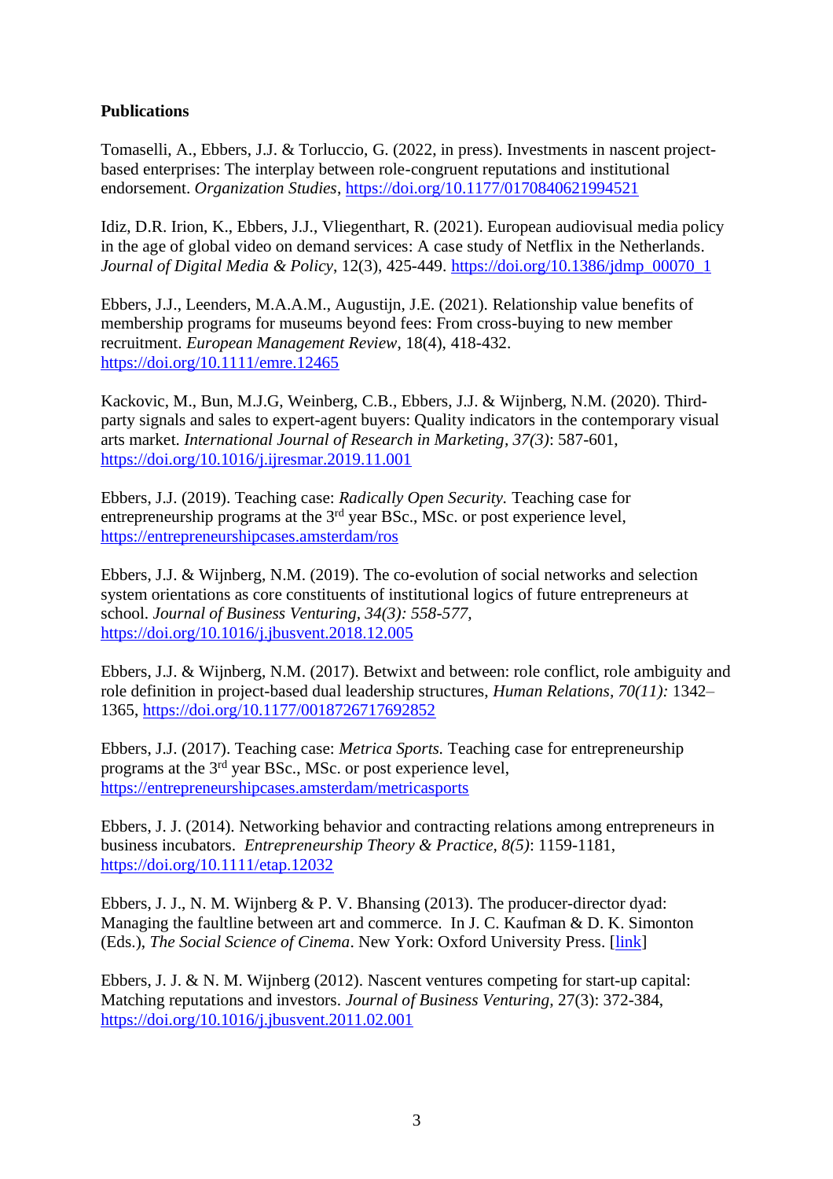**Publications**

Tomaselli, A., Ebbers, J.J. & Torluccio, G. (2022, in press). Investments in nascent project-based enterprises: The interplay between role-congruent reputations and institutional endorsement. *Organization Studies*, https://doi.org/10.1177/0170840621994521

Idiz, D.R. Irion, K., Ebbers, J.J., Vliegenthart, R. (2021). European audiovisual media policy in the age of global video on demand services: A case study of Netflix in the Netherlands. *Journal of Digital Media & Policy*, 12(3), 425-449. https://doi.org/10.1386/jdmp_00070_1

Ebbers, J.J., Leenders, M.A.A.M., Augustijn, J.E. (2021). Relationship value benefits of membership programs for museums beyond fees: From cross-buying to new member recruitment. *European Management Review*, 18(4), 418-432. https://doi.org/10.1111/emre.12465

Kackovic, M., Bun, M.J.G, Weinberg, C.B., Ebbers, J.J. & Wijnberg, N.M. (2020). Third-party signals and sales to expert-agent buyers: Quality indicators in the contemporary visual arts market. *International Journal of Research in Marketing, 37(3)*: 587-601, https://doi.org/10.1016/j.ijresmar.2019.11.001

Ebbers, J.J. (2019). Teaching case: *Radically Open Security.* Teaching case for entrepreneurship programs at the 3rd year BSc., MSc. or post experience level, https://entrepreneurshipcases.amsterdam/ros

Ebbers, J.J. & Wijnberg, N.M. (2019). The co-evolution of social networks and selection system orientations as core constituents of institutional logics of future entrepreneurs at school. *Journal of Business Venturing, 34(3): 558-577,* https://doi.org/10.1016/j.jbusvent.2018.12.005

Ebbers, J.J. & Wijnberg, N.M. (2017). Betwixt and between: role conflict, role ambiguity and role definition in project-based dual leadership structures, *Human Relations, 70(11):* 1342–1365, https://doi.org/10.1177/0018726717692852

Ebbers, J.J. (2017). Teaching case: *Metrica Sports.* Teaching case for entrepreneurship programs at the 3rd year BSc., MSc. or post experience level, https://entrepreneurshipcases.amsterdam/metricasports

Ebbers, J. J. (2014). Networking behavior and contracting relations among entrepreneurs in business incubators. *Entrepreneurship Theory & Practice, 8(5)*: 1159-1181, https://doi.org/10.1111/etap.12032

Ebbers, J. J., N. M. Wijnberg & P. V. Bhansing (2013). The producer-director dyad: Managing the faultline between art and commerce. In J. C. Kaufman & D. K. Simonton (Eds.), *The Social Science of Cinema*. New York: Oxford University Press. [link]

Ebbers, J. J. & N. M. Wijnberg (2012). Nascent ventures competing for start-up capital: Matching reputations and investors. *Journal of Business Venturing,* 27(3): 372-384, https://doi.org/10.1016/j.jbusvent.2011.02.001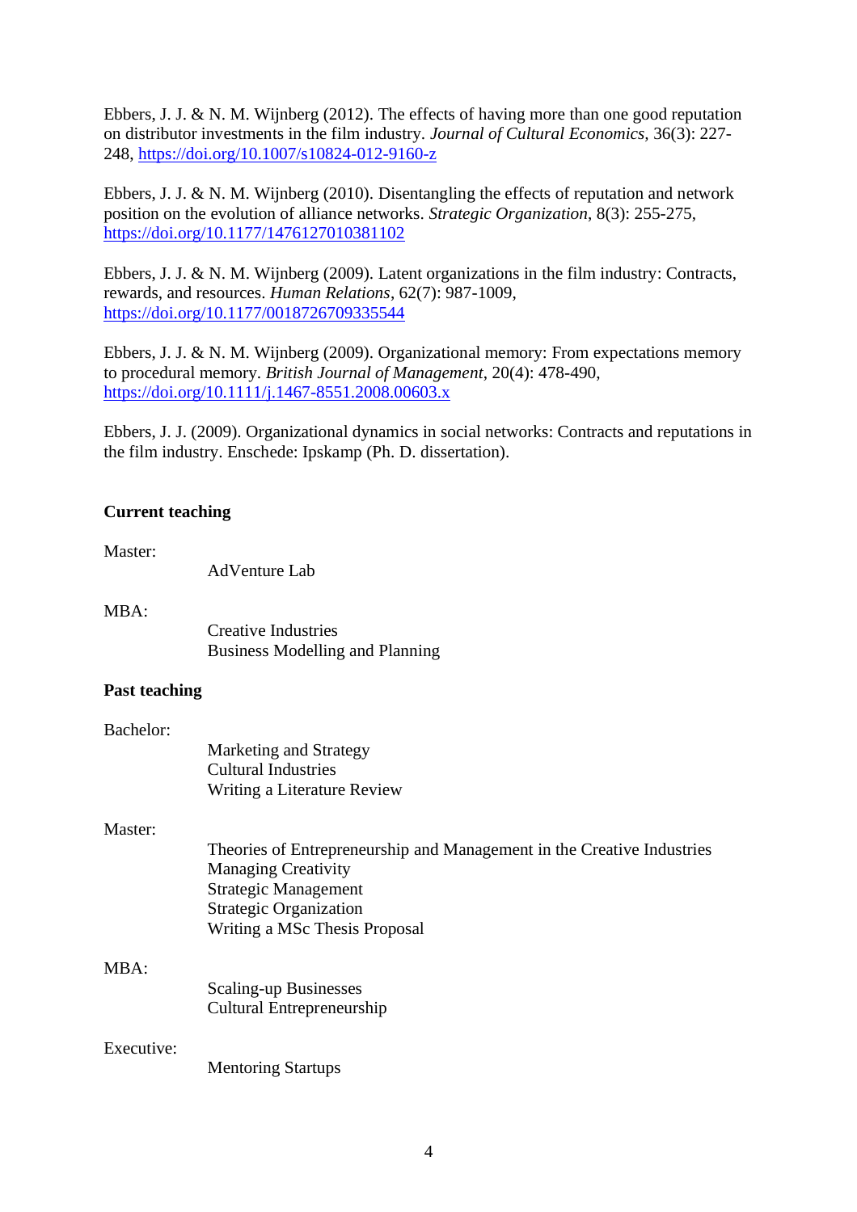Ebbers, J. J. & N. M. Wijnberg (2012). The effects of having more than one good reputation on distributor investments in the film industry. *Journal of Cultural Economics*, 36(3): 227-248, https://doi.org/10.1007/s10824-012-9160-z

Ebbers, J. J. & N. M. Wijnberg (2010). Disentangling the effects of reputation and network position on the evolution of alliance networks. *Strategic Organization*, 8(3): 255-275, https://doi.org/10.1177/1476127010381102

Ebbers, J. J. & N. M. Wijnberg (2009). Latent organizations in the film industry: Contracts, rewards, and resources. *Human Relations*, 62(7): 987-1009, https://doi.org/10.1177/0018726709335544

Ebbers, J. J. & N. M. Wijnberg (2009). Organizational memory: From expectations memory to procedural memory. *British Journal of Management*, 20(4): 478-490, https://doi.org/10.1111/j.1467-8551.2008.00603.x

Ebbers, J. J. (2009). Organizational dynamics in social networks: Contracts and reputations in the film industry. Enschede: Ipskamp (Ph. D. dissertation).

**Current teaching**

Master:

AdVenture Lab

MBA:

Creative Industries
Business Modelling and Planning

**Past teaching**

Bachelor:

Marketing and Strategy
Cultural Industries
Writing a Literature Review

Master:

Theories of Entrepreneurship and Management in the Creative Industries
Managing Creativity
Strategic Management
Strategic Organization
Writing a MSc Thesis Proposal

MBA:

Scaling-up Businesses
Cultural Entrepreneurship

Executive:

Mentoring Startups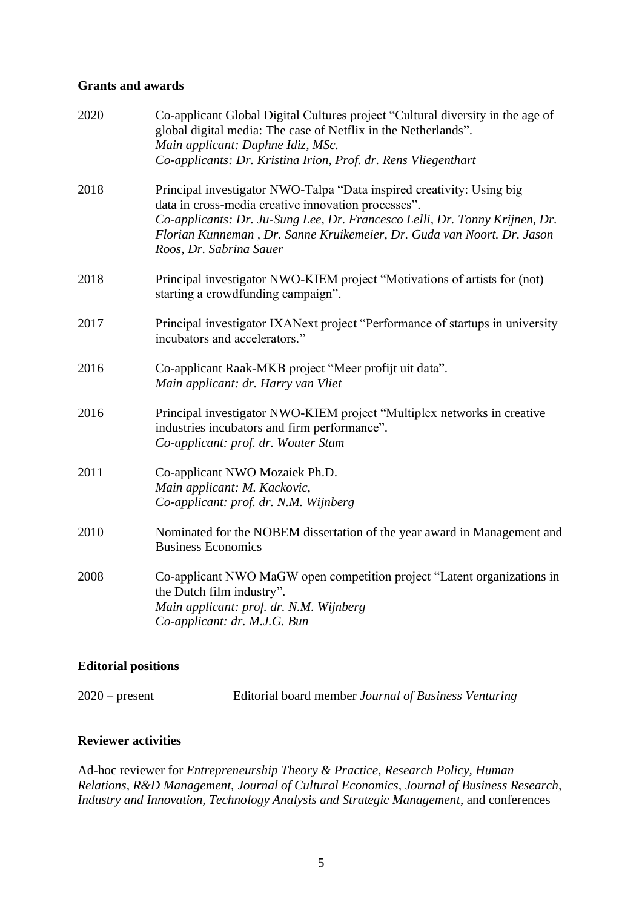**Grants and awards**

2020 Co-applicant Global Digital Cultures project "Cultural diversity in the age of global digital media: The case of Netflix in the Netherlands".
*Main applicant: Daphne Idiz, MSc.*
*Co-applicants: Dr. Kristina Irion, Prof. dr. Rens Vliegenthart*

2018 Principal investigator NWO-Talpa "Data inspired creativity: Using big data in cross-media creative innovation processes".
*Co-applicants: Dr. Ju-Sung Lee, Dr. Francesco Lelli, Dr. Tonny Krijnen, Dr. Florian Kunneman , Dr. Sanne Kruikemeier, Dr. Guda van Noort. Dr. Jason Roos, Dr. Sabrina Sauer*

2018 Principal investigator NWO-KIEM project "Motivations of artists for (not) starting a crowdfunding campaign".

2017 Principal investigator IXANext project "Performance of startups in university incubators and accelerators."

2016 Co-applicant Raak-MKB project "Meer profijt uit data".
*Main applicant: dr. Harry van Vliet*

2016 Principal investigator NWO-KIEM project "Multiplex networks in creative industries incubators and firm performance".
*Co-applicant: prof. dr. Wouter Stam*

2011 Co-applicant NWO Mozaiek Ph.D.
*Main applicant: M. Kackovic,*
*Co-applicant: prof. dr. N.M. Wijnberg*

2010 Nominated for the NOBEM dissertation of the year award in Management and Business Economics

2008 Co-applicant NWO MaGW open competition project "Latent organizations in the Dutch film industry".
*Main applicant: prof. dr. N.M. Wijnberg*
*Co-applicant: dr. M.J.G. Bun*

**Editorial positions**

2020 – present Editorial board member *Journal of Business Venturing*

**Reviewer activities**

Ad-hoc reviewer for *Entrepreneurship Theory & Practice, Research Policy, Human Relations, R&D Management, Journal of Cultural Economics, Journal of Business Research, Industry and Innovation, Technology Analysis and Strategic Management*, and conferences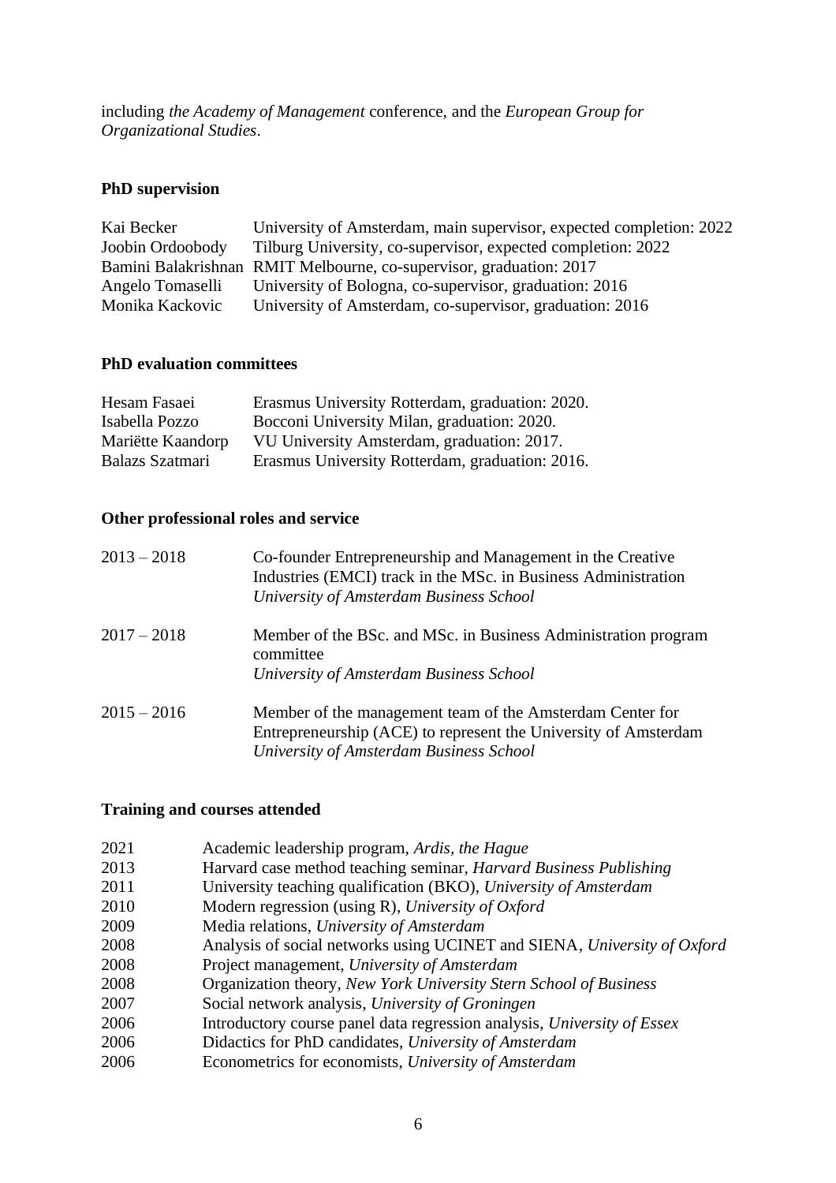including *the Academy of Management* conference, and the *European Group for Organizational Studies*.

## PhD supervision

| | |
|---|---|
| Kai Becker | University of Amsterdam, main supervisor, expected completion: 2022 |
| Joobin Ordoobody | Tilburg University, co-supervisor, expected completion: 2022 |
| Bamini Balakrishnan | RMIT Melbourne, co-supervisor, graduation: 2017 |
| Angelo Tomaselli | University of Bologna, co-supervisor, graduation: 2016 |
| Monika Kackovic | University of Amsterdam, co-supervisor, graduation: 2016 |

## PhD evaluation committees

| | |
|---|---|
| Hesam Fasaei | Erasmus University Rotterdam, graduation: 2020. |
| Isabella Pozzo | Bocconi University Milan, graduation: 2020. |
| Mariëtte Kaandorp | VU University Amsterdam, graduation: 2017. |
| Balazs Szatmari | Erasmus University Rotterdam, graduation: 2016. |

## Other professional roles and service

| | |
|---|---|
| 2013 – 2018 | Co-founder Entrepreneurship and Management in the Creative Industries (EMCI) track in the MSc. in Business Administration *University of Amsterdam Business School* |
| 2017 – 2018 | Member of the BSc. and MSc. in Business Administration program committee *University of Amsterdam Business School* |
| 2015 – 2016 | Member of the management team of the Amsterdam Center for Entrepreneurship (ACE) to represent the University of Amsterdam *University of Amsterdam Business School* |

## Training and courses attended

| | |
|---|---|
| 2021 | Academic leadership program, *Ardis, the Hague* |
| 2013 | Harvard case method teaching seminar, *Harvard Business Publishing* |
| 2011 | University teaching qualification (BKO), *University of Amsterdam* |
| 2010 | Modern regression (using R), *University of Oxford* |
| 2009 | Media relations, *University of Amsterdam* |
| 2008 | Analysis of social networks using UCINET and SIENA, *University of Oxford* |
| 2008 | Project management, *University of Amsterdam* |
| 2008 | Organization theory, *New York University Stern School of Business* |
| 2007 | Social network analysis, *University of Groningen* |
| 2006 | Introductory course panel data regression analysis, *University of Essex* |
| 2006 | Didactics for PhD candidates, *University of Amsterdam* |
| 2006 | Econometrics for economists, *University of Amsterdam* |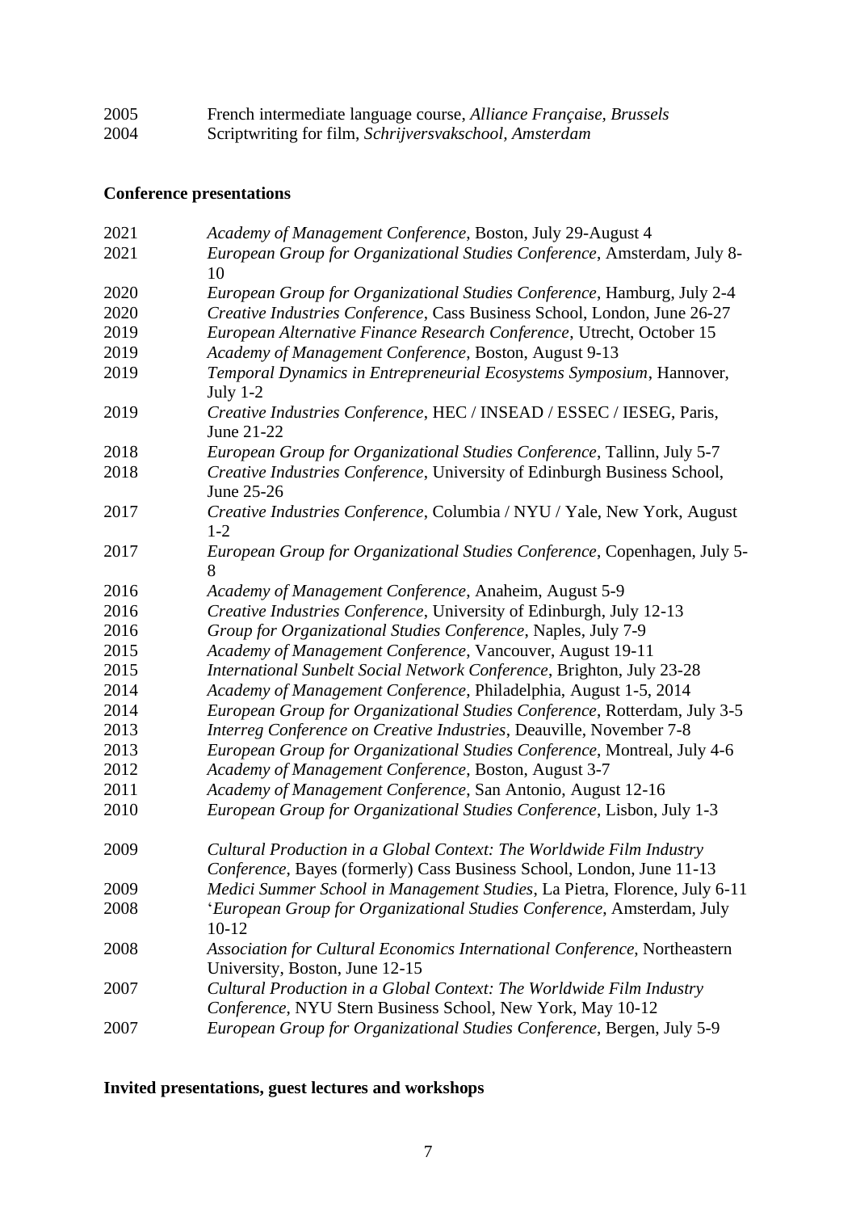2005 French intermediate language course, *Alliance Française, Brussels*
2004 Scriptwriting for film, *Schrijversvakschool, Amsterdam*

**Conference presentations**

2021 *Academy of Management Conference*, Boston, July 29-August 4
2021 *European Group for Organizational Studies Conference*, Amsterdam, July 8-10
2020 *European Group for Organizational Studies Conference*, Hamburg, July 2-4
2020 *Creative Industries Conference*, Cass Business School, London, June 26-27
2019 *European Alternative Finance Research Conference*, Utrecht, October 15
2019 *Academy of Management Conference*, Boston, August 9-13
2019 *Temporal Dynamics in Entrepreneurial Ecosystems Symposium*, Hannover, July 1-2
2019 *Creative Industries Conference*, HEC / INSEAD / ESSEC / IESEG, Paris, June 21-22
2018 *European Group for Organizational Studies Conference*, Tallinn, July 5-7
2018 *Creative Industries Conference*, University of Edinburgh Business School, June 25-26
2017 *Creative Industries Conference*, Columbia / NYU / Yale, New York, August 1-2
2017 *European Group for Organizational Studies Conference*, Copenhagen, July 5-8
2016 *Academy of Management Conference*, Anaheim, August 5-9
2016 *Creative Industries Conference*, University of Edinburgh, July 12-13
2016 *Group for Organizational Studies Conference*, Naples, July 7-9
2015 *Academy of Management Conference*, Vancouver, August 19-11
2015 *International Sunbelt Social Network Conference*, Brighton, July 23-28
2014 *Academy of Management Conference*, Philadelphia, August 1-5, 2014
2014 *European Group for Organizational Studies Conference*, Rotterdam, July 3-5
2013 *Interreg Conference on Creative Industries*, Deauville, November 7-8
2013 *European Group for Organizational Studies Conference*, Montreal, July 4-6
2012 *Academy of Management Conference*, Boston, August 3-7
2011 *Academy of Management Conference*, San Antonio, August 12-16
2010 *European Group for Organizational Studies Conference*, Lisbon, July 1-3

2009 *Cultural Production in a Global Context: The Worldwide Film Industry Conference*, Bayes (formerly) Cass Business School, London, June 11-13
2009 *Medici Summer School in Management Studies*, La Pietra, Florence, July 6-11
2008 '*European Group for Organizational Studies Conference*, Amsterdam, July 10-12
2008 *Association for Cultural Economics International Conference*, Northeastern University, Boston, June 12-15
2007 *Cultural Production in a Global Context: The Worldwide Film Industry Conference*, NYU Stern Business School, New York, May 10-12
2007 *European Group for Organizational Studies Conference*, Bergen, July 5-9

**Invited presentations, guest lectures and workshops**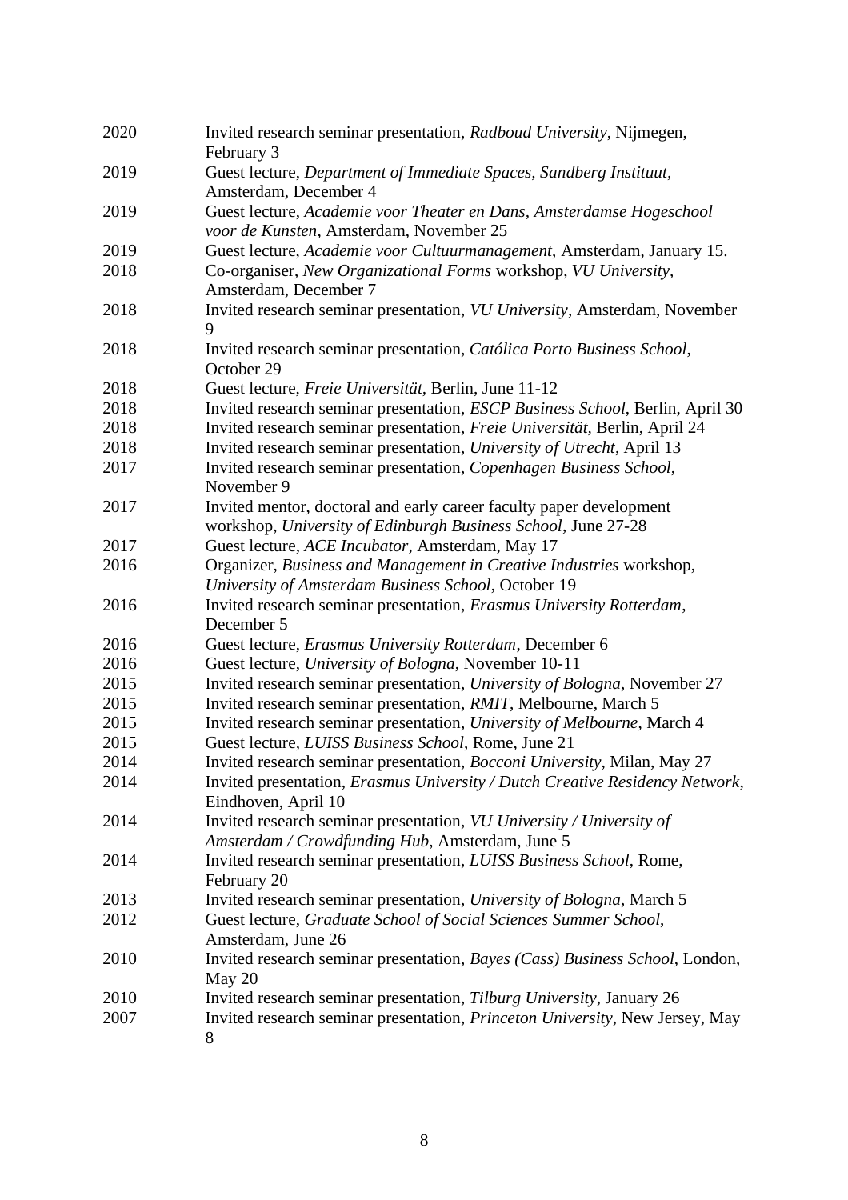| | |
|---|---|
| 2020 | Invited research seminar presentation, *Radboud University*, Nijmegen, February 3 |
| 2019 | Guest lecture, *Department of Immediate Spaces, Sandberg Instituut*, Amsterdam, December 4 |
| 2019 | Guest lecture, *Academie voor Theater en Dans, Amsterdamse Hogeschool voor de Kunsten*, Amsterdam, November 25 |
| 2019 | Guest lecture, *Academie voor Cultuurmanagement*, Amsterdam, January 15. |
| 2018 | Co-organiser, *New Organizational Forms* workshop, *VU University*, Amsterdam, December 7 |
| 2018 | Invited research seminar presentation, *VU University*, Amsterdam, November 9 |
| 2018 | Invited research seminar presentation, *Católica Porto Business School*, October 29 |
| 2018 | Guest lecture, *Freie Universität*, Berlin, June 11-12 |
| 2018 | Invited research seminar presentation, *ESCP Business School*, Berlin, April 30 |
| 2018 | Invited research seminar presentation, *Freie Universität*, Berlin, April 24 |
| 2018 | Invited research seminar presentation, *University of Utrecht*, April 13 |
| 2017 | Invited research seminar presentation, *Copenhagen Business School*, November 9 |
| 2017 | Invited mentor, doctoral and early career faculty paper development workshop, *University of Edinburgh Business School*, June 27-28 |
| 2017 | Guest lecture, *ACE Incubator*, Amsterdam, May 17 |
| 2016 | Organizer, *Business and Management in Creative Industries* workshop, *University of Amsterdam Business School*, October 19 |
| 2016 | Invited research seminar presentation, *Erasmus University Rotterdam*, December 5 |
| 2016 | Guest lecture, *Erasmus University Rotterdam*, December 6 |
| 2016 | Guest lecture, *University of Bologna*, November 10-11 |
| 2015 | Invited research seminar presentation, *University of Bologna*, November 27 |
| 2015 | Invited research seminar presentation, *RMIT*, Melbourne, March 5 |
| 2015 | Invited research seminar presentation, *University of Melbourne*, March 4 |
| 2015 | Guest lecture, *LUISS Business School*, Rome, June 21 |
| 2014 | Invited research seminar presentation, *Bocconi University*, Milan, May 27 |
| 2014 | Invited presentation, *Erasmus University / Dutch Creative Residency Network*, Eindhoven, April 10 |
| 2014 | Invited research seminar presentation, *VU University / University of Amsterdam / Crowdfunding Hub*, Amsterdam, June 5 |
| 2014 | Invited research seminar presentation, *LUISS Business School*, Rome, February 20 |
| 2013 | Invited research seminar presentation, *University of Bologna*, March 5 |
| 2012 | Guest lecture, *Graduate School of Social Sciences Summer School*, Amsterdam, June 26 |
| 2010 | Invited research seminar presentation, *Bayes (Cass) Business School*, London, May 20 |
| 2010 | Invited research seminar presentation, *Tilburg University*, January 26 |
| 2007 | Invited research seminar presentation, *Princeton University*, New Jersey, May 8 |